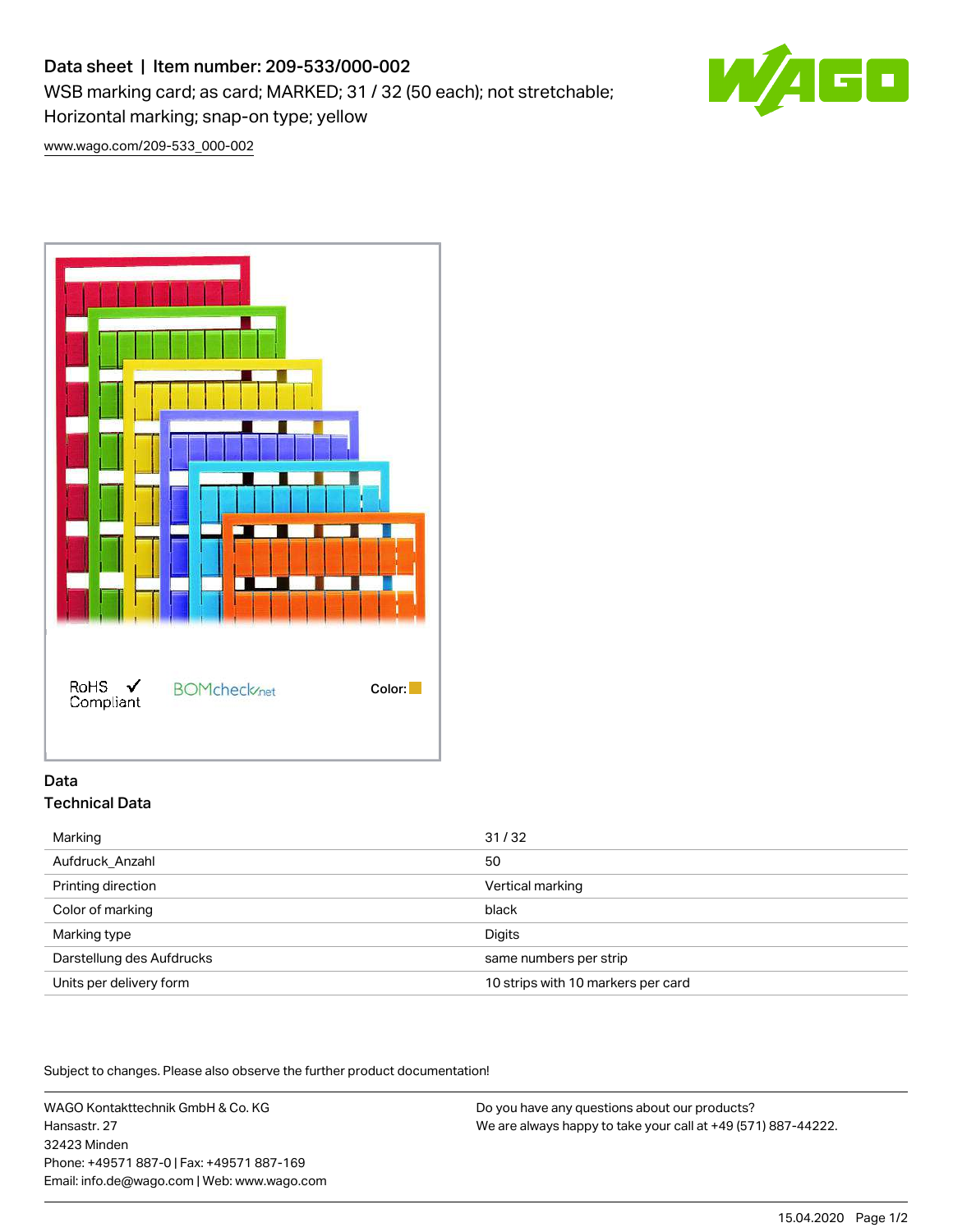# Data sheet | Item number: 209-533/000-002

WSB marking card; as card; MARKED; 31 / 32 (50 each); not stretchable; Horizontal marking; snap-on type; yellow

www.wago.com/209-533_000-002

RoHS ✓ Compliant

BOMcheck.net

Color:

## Data

### Technical Data

| | |
|---|---|
| Marking | 31 / 32 |
| Aufdruck_Anzahl | 50 |
| Printing direction | Vertical marking |
| Color of marking | black |
| Marking type | Digits |
| Darstellung des Aufdrucks | same numbers per strip |
| Units per delivery form | 10 strips with 10 markers per card |

Subject to changes. Please also observe the further product documentation!

WAGO Kontakttechnik GmbH & Co. KG
Hansastr. 27
32423 Minden
Phone: +49571 887-0 | Fax: +49571 887-169
Email: info.de@wago.com | Web: www.wago.com

Do you have any questions about our products?
We are always happy to take your call at +49 (571) 887-44222.

15.04.2020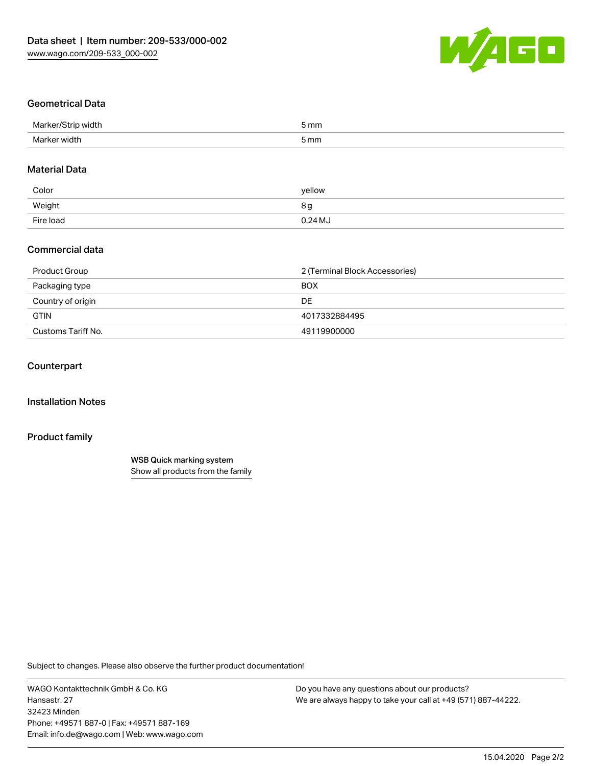## Geometrical Data

| | |
|---|---|
| Marker/Strip width | 5 mm |
| Marker width | 5 mm |

## Material Data

| | |
|---|---|
| Color | yellow |
| Weight | 8 g |
| Fire load | 0.24 MJ |

## Commercial data

| | |
|---|---|
| Product Group | 2 (Terminal Block Accessories) |
| Packaging type | BOX |
| Country of origin | DE |
| GTIN | 4017332884495 |
| Customs Tariff No. | 49119900000 |

## Counterpart

## Installation Notes

## Product family

**WSB Quick marking system**
Show all products from the family

Subject to changes. Please also observe the further product documentation!

WAGO Kontakttechnik GmbH & Co. KG
Hansastr. 27
32423 Minden
Phone: +49571 887-0 | Fax: +49571 887-169
Email: info.de@wago.com | Web: www.wago.com

Do you have any questions about our products?
We are always happy to take your call at +49 (571) 887-44222.